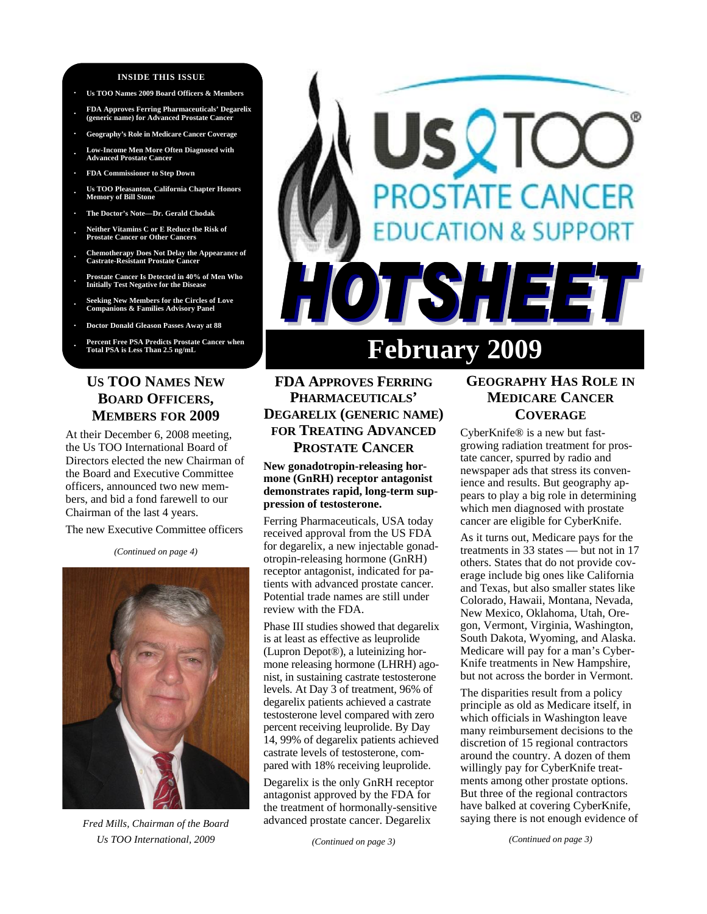**INSIDE THIS ISSUE**

- Us TOO Names 2009 Board Officers & Members
- FDA Approves Ferring Pharmaceuticals' Degarelix (generic name) for Advanced Prostate Cancer
- Geography's Role in Medicare Cancer Coverage
- Low-Income Men More Often Diagnosed with Advanced Prostate Cancer
- FDA Commissioner to Step Down
- Us TOO Pleasanton, California Chapter Honors Memory of Bill Stone
- The Doctor's Note—Dr. Gerald Chodak
- Neither Vitamins C or E Reduce the Risk of Prostate Cancer or Other Cancers
- Chemotherapy Does Not Delay the Appearance of Castrate-Resistant Prostate Cancer
- Prostate Cancer Is Detected in 40% of Men Who Initially Test Negative for the Disease
- Seeking New Members for the Circles of Love Companions & Families Advisory Panel
- Doctor Donald Gleason Passes Away at 88
- Percent Free PSA Predicts Prostate Cancer when Total PSA is Less Than 2.5 ng/mL

# Us TOO® PROSTATE CANCER EDUCATION & SUPPORT

# HOTSHEET

# February 2009

## US TOO NAMES NEW BOARD OFFICERS, MEMBERS FOR 2009

At their December 6, 2008 meeting, the Us TOO International Board of Directors elected the new Chairman of the Board and Executive Committee officers, announced two new members, and bid a fond farewell to our Chairman of the last 4 years.

The new Executive Committee officers

*(Continued on page 4)*

*Fred Mills, Chairman of the Board Us TOO International, 2009*

## FDA APPROVES FERRING PHARMACEUTICALS' DEGARELIX (GENERIC NAME) FOR TREATING ADVANCED PROSTATE CANCER

**New gonadotropin-releasing hormone (GnRH) receptor antagonist demonstrates rapid, long-term suppression of testosterone.**

Ferring Pharmaceuticals, USA today received approval from the US FDA for degarelix, a new injectable gonadotropin-releasing hormone (GnRH) receptor antagonist, indicated for patients with advanced prostate cancer. Potential trade names are still under review with the FDA.

Phase III studies showed that degarelix is at least as effective as leuprolide (Lupron Depot®), a luteinizing hormone releasing hormone (LHRH) agonist, in sustaining castrate testosterone levels. At Day 3 of treatment, 96% of degarelix patients achieved a castrate testosterone level compared with zero percent receiving leuprolide. By Day 14, 99% of degarelix patients achieved castrate levels of testosterone, compared with 18% receiving leuprolide.

Degarelix is the only GnRH receptor antagonist approved by the FDA for the treatment of hormonally-sensitive advanced prostate cancer. Degarelix

*(Continued on page 3)*

## GEOGRAPHY HAS ROLE IN MEDICARE CANCER COVERAGE

CyberKnife® is a new but fast-growing radiation treatment for prostate cancer, spurred by radio and newspaper ads that stress its convenience and results. But geography appears to play a big role in determining which men diagnosed with prostate cancer are eligible for CyberKnife.

As it turns out, Medicare pays for the treatments in 33 states — but not in 17 others. States that do not provide coverage include big ones like California and Texas, but also smaller states like Colorado, Hawaii, Montana, Nevada, New Mexico, Oklahoma, Utah, Oregon, Vermont, Virginia, Washington, South Dakota, Wyoming, and Alaska. Medicare will pay for a man's CyberKnife treatments in New Hampshire, but not across the border in Vermont.

The disparities result from a policy principle as old as Medicare itself, in which officials in Washington leave many reimbursement decisions to the discretion of 15 regional contractors around the country. A dozen of them willingly pay for CyberKnife treatments among other prostate options. But three of the regional contractors have balked at covering CyberKnife, saying there is not enough evidence of

*(Continued on page 3)*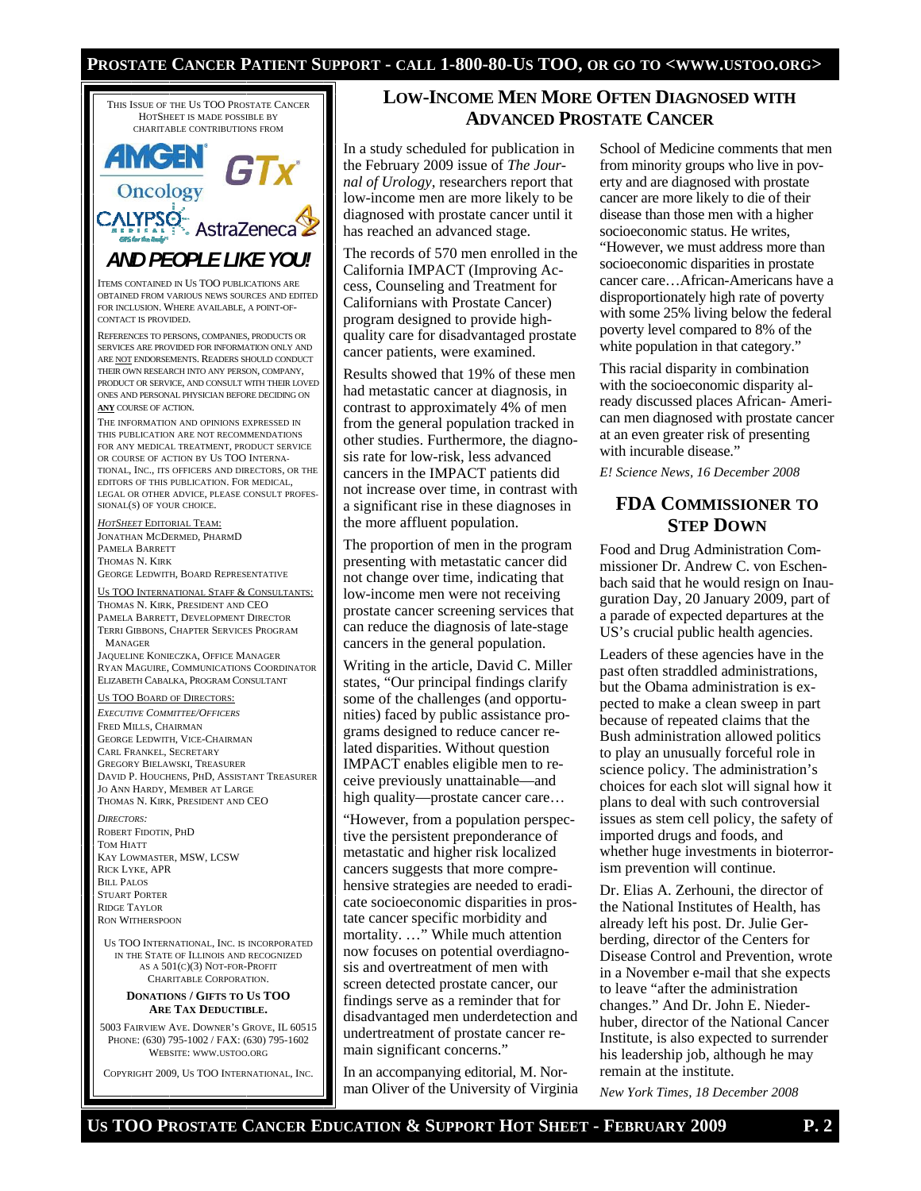This issue of the Us TOO Prostate Cancer HotSheet is made possible by charitable contributions from

AMGEN Oncology
GTx
CALYPSO Medical
AstraZeneca

**AND PEOPLE LIKE YOU!**

Items contained in Us TOO publications are obtained from various news sources and edited for inclusion. Where available, a point-of-contact is provided.

References to persons, companies, products or services are provided for information only and are NOT endorsements. Readers should conduct their own research into any person, company, product or service, and consult with their loved ones and personal physician before deciding on **ANY** course of action.

The information and opinions expressed in this publication are not recommendations for any medical treatment, product service or course of action by Us TOO International, Inc., its officers and directors, or the editors of this publication. For medical, legal or other advice, please consult professional(s) of your choice.

*HotSheet* Editorial Team:
Jonathan McDermed, PharmD
Pamela Barrett
Thomas N. Kirk
George Ledwith, Board Representative

Us TOO International Staff & Consultants:
Thomas N. Kirk, President and CEO
Pamela Barrett, Development Director
Terri Gibbons, Chapter Services Program Manager
Jaqueline Konieczka, Office Manager
Ryan Maguire, Communications Coordinator
Elizabeth Cabalka, Program Consultant

Us TOO Board of Directors:
*Executive Committee/Officers*
Fred Mills, Chairman
George Ledwith, Vice-Chairman
Carl Frankel, Secretary
Gregory Bielawski, Treasurer
David P. Houchens, PhD, Assistant Treasurer
Jo Ann Hardy, Member at Large
Thomas N. Kirk, President and CEO

*Directors:*
Robert Fidotin, PhD
Tom Hiatt
Kay Lowmaster, MSW, LCSW
Rick Lyke, APR
Bill Palos
Stuart Porter
Ridge Taylor
Ron Witherspoon

Us TOO International, Inc. is incorporated in the State of Illinois and recognized as a 501(c)(3) not-for-profit charitable corporation.

**Donations / Gifts to Us TOO Are Tax Deductible.**

5003 Fairview Ave. Downer's Grove, IL 60515
Phone: (630) 795-1002 / Fax: (630) 795-1602
Website: www.ustoo.org

Copyright 2009, Us TOO International, Inc.

## Low-Income Men More Often Diagnosed with Advanced Prostate Cancer

In a study scheduled for publication in the February 2009 issue of *The Journal of Urology*, researchers report that low-income men are more likely to be diagnosed with prostate cancer until it has reached an advanced stage.

The records of 570 men enrolled in the California IMPACT (Improving Access, Counseling and Treatment for Californians with Prostate Cancer) program designed to provide high-quality care for disadvantaged prostate cancer patients, were examined.

Results showed that 19% of these men had metastatic cancer at diagnosis, in contrast to approximately 4% of men from the general population tracked in other studies. Furthermore, the diagnosis rate for low-risk, less advanced cancers in the IMPACT patients did not increase over time, in contrast with a significant rise in these diagnoses in the more affluent population.

The proportion of men in the program presenting with metastatic cancer did not change over time, indicating that low-income men were not receiving prostate cancer screening services that can reduce the diagnosis of late-stage cancers in the general population.

Writing in the article, David C. Miller states, "Our principal findings clarify some of the challenges (and opportunities) faced by public assistance programs designed to reduce cancer related disparities. Without question IMPACT enables eligible men to receive previously unattainable—and high quality—prostate cancer care…

"However, from a population perspective the persistent preponderance of metastatic and higher risk localized cancers suggests that more comprehensive strategies are needed to eradicate socioeconomic disparities in prostate cancer specific morbidity and mortality. …" While much attention now focuses on potential overdiagnosis and overtreatment of men with screen detected prostate cancer, our findings serve as a reminder that for disadvantaged men underdetection and undertreatment of prostate cancer remain significant concerns."

In an accompanying editorial, M. Norman Oliver of the University of Virginia School of Medicine comments that men from minority groups who live in poverty and are diagnosed with prostate cancer are more likely to die of their disease than those men with a higher socioeconomic status. He writes, "However, we must address more than socioeconomic disparities in prostate cancer care…African-Americans have a disproportionately high rate of poverty with some 25% living below the federal poverty level compared to 8% of the white population in that category."

This racial disparity in combination with the socioeconomic disparity already discussed places African- American men diagnosed with prostate cancer at an even greater risk of presenting with incurable disease."

*E! Science News, 16 December 2008*

## FDA Commissioner to Step Down

Food and Drug Administration Commissioner Dr. Andrew C. von Eschenbach said that he would resign on Inauguration Day, 20 January 2009, part of a parade of expected departures at the US's crucial public health agencies.

Leaders of these agencies have in the past often straddled administrations, but the Obama administration is expected to make a clean sweep in part because of repeated claims that the Bush administration allowed politics to play an unusually forceful role in science policy. The administration's choices for each slot will signal how it plans to deal with such controversial issues as stem cell policy, the safety of imported drugs and foods, and whether huge investments in bioterrorism prevention will continue.

Dr. Elias A. Zerhouni, the director of the National Institutes of Health, has already left his post. Dr. Julie Gerberding, director of the Centers for Disease Control and Prevention, wrote in a November e-mail that she expects to leave "after the administration changes." And Dr. John E. Niederhuber, director of the National Cancer Institute, is also expected to surrender his leadership job, although he may remain at the institute.

*New York Times, 18 December 2008*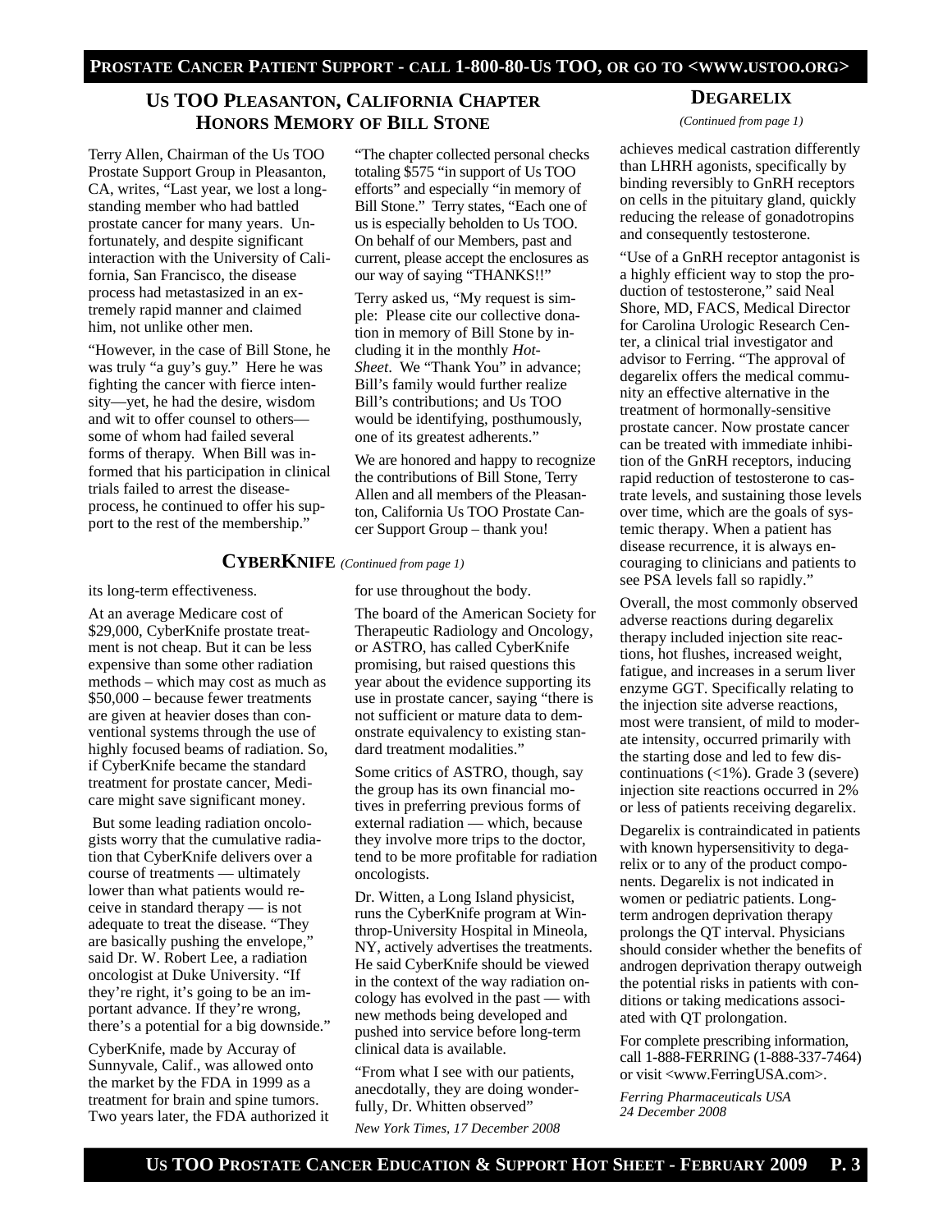## US TOO PLEASANTON, CALIFORNIA CHAPTER HONORS MEMORY OF BILL STONE

Terry Allen, Chairman of the Us TOO Prostate Support Group in Pleasanton, CA, writes, "Last year, we lost a long-standing member who had battled prostate cancer for many years. Unfortunately, and despite significant interaction with the University of California, San Francisco, the disease process had metastasized in an extremely rapid manner and claimed him, not unlike other men.

"However, in the case of Bill Stone, he was truly "a guy's guy." Here he was fighting the cancer with fierce intensity—yet, he had the desire, wisdom and wit to offer counsel to others—some of whom had failed several forms of therapy. When Bill was informed that his participation in clinical trials failed to arrest the disease-process, he continued to offer his support to the rest of the membership."

"The chapter collected personal checks totaling $575 "in support of Us TOO efforts" and especially "in memory of Bill Stone." Terry states, "Each one of us is especially beholden to Us TOO. On behalf of our Members, past and current, please accept the enclosures as our way of saying "THANKS!!"

Terry asked us, "My request is simple: Please cite our collective donation in memory of Bill Stone by including it in the monthly *Hot-Sheet*. We "Thank You" in advance; Bill's family would further realize Bill's contributions; and Us TOO would be identifying, posthumously, one of its greatest adherents."

We are honored and happy to recognize the contributions of Bill Stone, Terry Allen and all members of the Pleasanton, California Us TOO Prostate Cancer Support Group – thank you!

## CYBERKNIFE *(Continued from page 1)*

its long-term effectiveness.

At an average Medicare cost of $29,000, CyberKnife prostate treatment is not cheap. But it can be less expensive than some other radiation methods – which may cost as much as $50,000 – because fewer treatments are given at heavier doses than conventional systems through the use of highly focused beams of radiation. So, if CyberKnife became the standard treatment for prostate cancer, Medicare might save significant money.

But some leading radiation oncologists worry that the cumulative radiation that CyberKnife delivers over a course of treatments — ultimately lower than what patients would receive in standard therapy — is not adequate to treat the disease. "They are basically pushing the envelope," said Dr. W. Robert Lee, a radiation oncologist at Duke University. "If they're right, it's going to be an important advance. If they're wrong, there's a potential for a big downside."

CyberKnife, made by Accuray of Sunnyvale, Calif., was allowed onto the market by the FDA in 1999 as a treatment for brain and spine tumors. Two years later, the FDA authorized it for use throughout the body.

The board of the American Society for Therapeutic Radiology and Oncology, or ASTRO, has called CyberKnife promising, but raised questions this year about the evidence supporting its use in prostate cancer, saying "there is not sufficient or mature data to demonstrate equivalency to existing standard treatment modalities."

Some critics of ASTRO, though, say the group has its own financial motives in preferring previous forms of external radiation — which, because they involve more trips to the doctor, tend to be more profitable for radiation oncologists.

Dr. Witten, a Long Island physicist, runs the CyberKnife program at Winthrop-University Hospital in Mineola, NY, actively advertises the treatments. He said CyberKnife should be viewed in the context of the way radiation oncology has evolved in the past — with new methods being developed and pushed into service before long-term clinical data is available.

"From what I see with our patients, anecdotally, they are doing wonderfully, Dr. Whitten observed"

*New York Times, 17 December 2008*

## DEGARELIX

*(Continued from page 1)*

achieves medical castration differently than LHRH agonists, specifically by binding reversibly to GnRH receptors on cells in the pituitary gland, quickly reducing the release of gonadotropins and consequently testosterone.

"Use of a GnRH receptor antagonist is a highly efficient way to stop the production of testosterone," said Neal Shore, MD, FACS, Medical Director for Carolina Urologic Research Center, a clinical trial investigator and advisor to Ferring. "The approval of degarelix offers the medical community an effective alternative in the treatment of hormonally-sensitive prostate cancer. Now prostate cancer can be treated with immediate inhibition of the GnRH receptors, inducing rapid reduction of testosterone to castrate levels, and sustaining those levels over time, which are the goals of systemic therapy. When a patient has disease recurrence, it is always encouraging to clinicians and patients to see PSA levels fall so rapidly."

Overall, the most commonly observed adverse reactions during degarelix therapy included injection site reactions, hot flushes, increased weight, fatigue, and increases in a serum liver enzyme GGT. Specifically relating to the injection site adverse reactions, most were transient, of mild to moderate intensity, occurred primarily with the starting dose and led to few discontinuations (<1%). Grade 3 (severe) injection site reactions occurred in 2% or less of patients receiving degarelix.

Degarelix is contraindicated in patients with known hypersensitivity to degarelix or to any of the product components. Degarelix is not indicated in women or pediatric patients. Long-term androgen deprivation therapy prolongs the QT interval. Physicians should consider whether the benefits of androgen deprivation therapy outweigh the potential risks in patients with conditions or taking medications associated with QT prolongation.

For complete prescribing information, call 1-888-FERRING (1-888-337-7464) or visit <www.FerringUSA.com>.

*Ferring Pharmaceuticals USA*
*24 December 2008*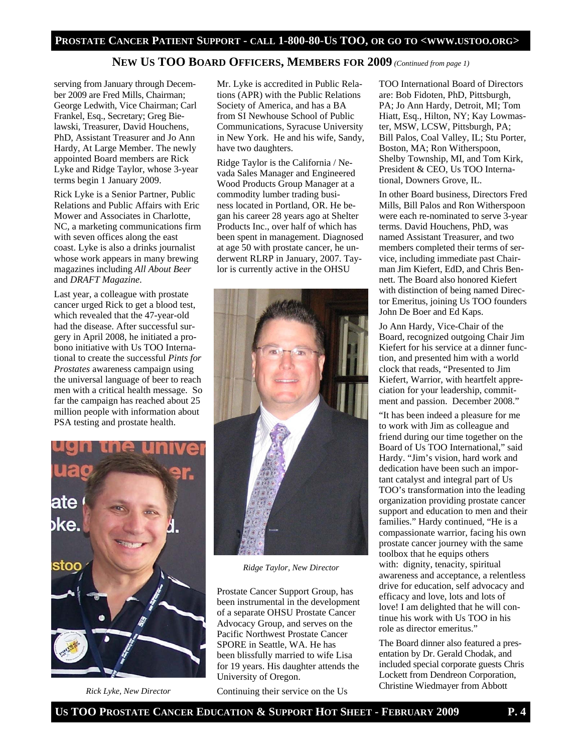## NEW US TOO BOARD OFFICERS, MEMBERS FOR 2009 *(Continued from page 1)*

serving from January through December 2009 are Fred Mills, Chairman; George Ledwith, Vice Chairman; Carl Frankel, Esq., Secretary; Greg Bielawski, Treasurer, David Houchens, PhD, Assistant Treasurer and Jo Ann Hardy, At Large Member. The newly appointed Board members are Rick Lyke and Ridge Taylor, whose 3-year terms begin 1 January 2009.

Rick Lyke is a Senior Partner, Public Relations and Public Affairs with Eric Mower and Associates in Charlotte, NC, a marketing communications firm with seven offices along the east coast. Lyke is also a drinks journalist whose work appears in many brewing magazines including *All About Beer* and *DRAFT Magazine*.

Last year, a colleague with prostate cancer urged Rick to get a blood test, which revealed that the 47-year-old had the disease. After successful surgery in April 2008, he initiated a pro-bono initiative with Us TOO International to create the successful *Pints for Prostates* awareness campaign using the universal language of beer to reach men with a critical health message. So far the campaign has reached about 25 million people with information about PSA testing and prostate health.

*Rick Lyke, New Director*

Mr. Lyke is accredited in Public Relations (APR) with the Public Relations Society of America, and has a BA from SI Newhouse School of Public Communications, Syracuse University in New York. He and his wife, Sandy, have two daughters.

Ridge Taylor is the California / Nevada Sales Manager and Engineered Wood Products Group Manager at a commodity lumber trading business located in Portland, OR. He began his career 28 years ago at Shelter Products Inc., over half of which has been spent in management. Diagnosed at age 50 with prostate cancer, he underwent RLRP in January, 2007. Taylor is currently active in the OHSU Prostate Cancer Support Group, has been instrumental in the development of a separate OHSU Prostate Cancer Advocacy Group, and serves on the Pacific Northwest Prostate Cancer SPORE in Seattle, WA. He has been blissfully married to wife Lisa for 19 years. His daughter attends the University of Oregon.

*Ridge Taylor, New Director*

Continuing their service on the Us TOO International Board of Directors are: Bob Fidoten, PhD, Pittsburgh, PA; Jo Ann Hardy, Detroit, MI; Tom Hiatt, Esq., Hilton, NY; Kay Lowmaster, MSW, LCSW, Pittsburgh, PA; Bill Palos, Coal Valley, IL; Stu Porter, Boston, MA; Ron Witherspoon, Shelby Township, MI, and Tom Kirk, President & CEO, Us TOO International, Downers Grove, IL.

In other Board business, Directors Fred Mills, Bill Palos and Ron Witherspoon were each re-nominated to serve 3-year terms. David Houchens, PhD, was named Assistant Treasurer, and two members completed their terms of service, including immediate past Chairman Jim Kiefert, EdD, and Chris Bennett. The Board also honored Kiefert with distinction of being named Director Emeritus, joining Us TOO founders John De Boer and Ed Kaps.

Jo Ann Hardy, Vice-Chair of the Board, recognized outgoing Chair Jim Kiefert for his service at a dinner function, and presented him with a world clock that reads, "Presented to Jim Kiefert, Warrior, with heartfelt appreciation for your leadership, commitment and passion. December 2008."

"It has been indeed a pleasure for me to work with Jim as colleague and friend during our time together on the Board of Us TOO International," said Hardy. "Jim's vision, hard work and dedication have been such an important catalyst and integral part of Us TOO's transformation into the leading organization providing prostate cancer support and education to men and their families." Hardy continued, "He is a compassionate warrior, facing his own prostate cancer journey with the same toolbox that he equips others with: dignity, tenacity, spiritual awareness and acceptance, a relentless drive for education, self advocacy and efficacy and love, lots and lots of love! I am delighted that he will continue his work with Us TOO in his role as director emeritus."

The Board dinner also featured a presentation by Dr. Gerald Chodak, and included special corporate guests Chris Lockett from Dendreon Corporation, Christine Wiedmayer from Abbott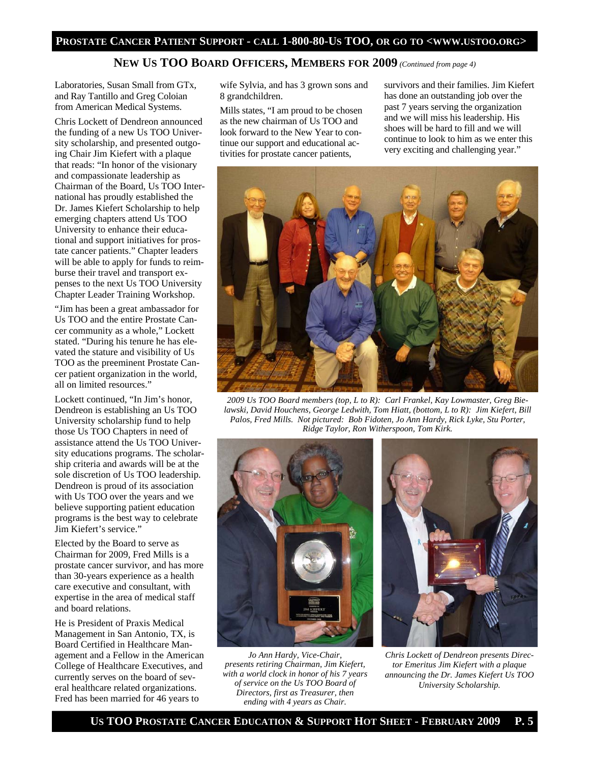## NEW US TOO BOARD OFFICERS, MEMBERS FOR 2009 *(Continued from page 4)*

Laboratories, Susan Small from GTx, and Ray Tantillo and Greg Coloian from American Medical Systems.

Chris Lockett of Dendreon announced the funding of a new Us TOO University scholarship, and presented outgoing Chair Jim Kiefert with a plaque that reads: "In honor of the visionary and compassionate leadership as Chairman of the Board, Us TOO International has proudly established the Dr. James Kiefert Scholarship to help emerging chapters attend Us TOO University to enhance their educational and support initiatives for prostate cancer patients." Chapter leaders will be able to apply for funds to reimburse their travel and transport expenses to the next Us TOO University Chapter Leader Training Workshop.

"Jim has been a great ambassador for Us TOO and the entire Prostate Cancer community as a whole," Lockett stated. "During his tenure he has elevated the stature and visibility of Us TOO as the preeminent Prostate Cancer patient organization in the world, all on limited resources."

Lockett continued, "In Jim's honor, Dendreon is establishing an Us TOO University scholarship fund to help those Us TOO Chapters in need of assistance attend the Us TOO University educations programs. The scholarship criteria and awards will be at the sole discretion of Us TOO leadership. Dendreon is proud of its association with Us TOO over the years and we believe supporting patient education programs is the best way to celebrate Jim Kiefert's service."

Elected by the Board to serve as Chairman for 2009, Fred Mills is a prostate cancer survivor, and has more than 30-years experience as a health care executive and consultant, with expertise in the area of medical staff and board relations.

He is President of Praxis Medical Management in San Antonio, TX, is Board Certified in Healthcare Management and a Fellow in the American College of Healthcare Executives, and currently serves on the board of several healthcare related organizations. Fred has been married for 46 years to wife Sylvia, and has 3 grown sons and 8 grandchildren.

Mills states, "I am proud to be chosen as the new chairman of Us TOO and look forward to the New Year to continue our support and educational activities for prostate cancer patients, survivors and their families. Jim Kiefert has done an outstanding job over the past 7 years serving the organization and we will miss his leadership. His shoes will be hard to fill and we will continue to look to him as we enter this very exciting and challenging year."

*2009 Us TOO Board members (top, L to R): Carl Frankel, Kay Lowmaster, Greg Bielawski, David Houchens, George Ledwith, Tom Hiatt, (bottom, L to R): Jim Kiefert, Bill Palos, Fred Mills. Not pictured: Bob Fidoten, Jo Ann Hardy, Rick Lyke, Stu Porter, Ridge Taylor, Ron Witherspoon, Tom Kirk.*

*Jo Ann Hardy, Vice-Chair, presents retiring Chairman, Jim Kiefert, with a world clock in honor of his 7 years of service on the Us TOO Board of Directors, first as Treasurer, then ending with 4 years as Chair.*

*Chris Lockett of Dendreon presents Director Emeritus Jim Kiefert with a plaque announcing the Dr. James Kiefert Us TOO University Scholarship.*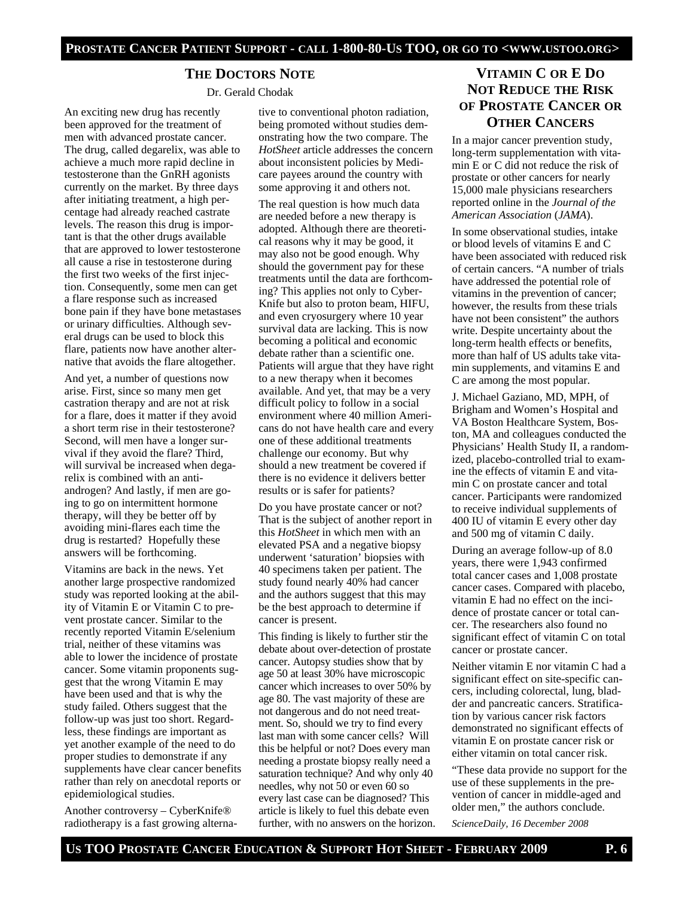## THE DOCTORS NOTE

Dr. Gerald Chodak

An exciting new drug has recently been approved for the treatment of men with advanced prostate cancer. The drug, called degarelix, was able to achieve a much more rapid decline in testosterone than the GnRH agonists currently on the market. By three days after initiating treatment, a high percentage had already reached castrate levels. The reason this drug is important is that the other drugs available that are approved to lower testosterone all cause a rise in testosterone during the first two weeks of the first injection. Consequently, some men can get a flare response such as increased bone pain if they have bone metastases or urinary difficulties. Although several drugs can be used to block this flare, patients now have another alternative that avoids the flare altogether.

And yet, a number of questions now arise. First, since so many men get castration therapy and are not at risk for a flare, does it matter if they avoid a short term rise in their testosterone? Second, will men have a longer survival if they avoid the flare? Third, will survival be increased when degarelix is combined with an antiandrogen? And lastly, if men are going to go on intermittent hormone therapy, will they be better off by avoiding mini-flares each time the drug is restarted? Hopefully these answers will be forthcoming.

Vitamins are back in the news. Yet another large prospective randomized study was reported looking at the ability of Vitamin E or Vitamin C to prevent prostate cancer. Similar to the recently reported Vitamin E/selenium trial, neither of these vitamins was able to lower the incidence of prostate cancer. Some vitamin proponents suggest that the wrong Vitamin E may have been used and that is why the study failed. Others suggest that the follow-up was just too short. Regardless, these findings are important as yet another example of the need to do proper studies to demonstrate if any supplements have clear cancer benefits rather than rely on anecdotal reports or epidemiological studies.

Another controversy – CyberKnife® radiotherapy is a fast growing alternative to conventional photon radiation, being promoted without studies demonstrating how the two compare. The *HotSheet* article addresses the concern about inconsistent policies by Medicare payees around the country with some approving it and others not.

The real question is how much data are needed before a new therapy is adopted. Although there are theoretical reasons why it may be good, it may also not be good enough. Why should the government pay for these treatments until the data are forthcoming? This applies not only to CyberKnife but also to proton beam, HIFU, and even cryosurgery where 10 year survival data are lacking. This is now becoming a political and economic debate rather than a scientific one. Patients will argue that they have right to a new therapy when it becomes available. And yet, that may be a very difficult policy to follow in a social environment where 40 million Americans do not have health care and every one of these additional treatments challenge our economy. But why should a new treatment be covered if there is no evidence it delivers better results or is safer for patients?

Do you have prostate cancer or not? That is the subject of another report in this *HotSheet* in which men with an elevated PSA and a negative biopsy underwent 'saturation' biopsies with 40 specimens taken per patient. The study found nearly 40% had cancer and the authors suggest that this may be the best approach to determine if cancer is present.

This finding is likely to further stir the debate about over-detection of prostate cancer. Autopsy studies show that by age 50 at least 30% have microscopic cancer which increases to over 50% by age 80. The vast majority of these are not dangerous and do not need treatment. So, should we try to find every last man with some cancer cells? Will this be helpful or not? Does every man needing a prostate biopsy really need a saturation technique? And why only 40 needles, why not 50 or even 60 so every last case can be diagnosed? This article is likely to fuel this debate even further, with no answers on the horizon.

## VITAMIN C OR E DO NOT REDUCE THE RISK OF PROSTATE CANCER OR OTHER CANCERS

In a major cancer prevention study, long-term supplementation with vitamin E or C did not reduce the risk of prostate or other cancers for nearly 15,000 male physicians researchers reported online in the *Journal of the American Association* (*JAMA*).

In some observational studies, intake or blood levels of vitamins E and C have been associated with reduced risk of certain cancers. "A number of trials have addressed the potential role of vitamins in the prevention of cancer; however, the results from these trials have not been consistent" the authors write. Despite uncertainty about the long-term health effects or benefits, more than half of US adults take vitamin supplements, and vitamins E and C are among the most popular.

J. Michael Gaziano, MD, MPH, of Brigham and Women's Hospital and VA Boston Healthcare System, Boston, MA and colleagues conducted the Physicians' Health Study II, a randomized, placebo-controlled trial to examine the effects of vitamin E and vitamin C on prostate cancer and total cancer. Participants were randomized to receive individual supplements of 400 IU of vitamin E every other day and 500 mg of vitamin C daily.

During an average follow-up of 8.0 years, there were 1,943 confirmed total cancer cases and 1,008 prostate cancer cases. Compared with placebo, vitamin E had no effect on the incidence of prostate cancer or total cancer. The researchers also found no significant effect of vitamin C on total cancer or prostate cancer.

Neither vitamin E nor vitamin C had a significant effect on site-specific cancers, including colorectal, lung, bladder and pancreatic cancers. Stratification by various cancer risk factors demonstrated no significant effects of vitamin E on prostate cancer risk or either vitamin on total cancer risk.

"These data provide no support for the use of these supplements in the prevention of cancer in middle-aged and older men," the authors conclude.

*ScienceDaily, 16 December 2008*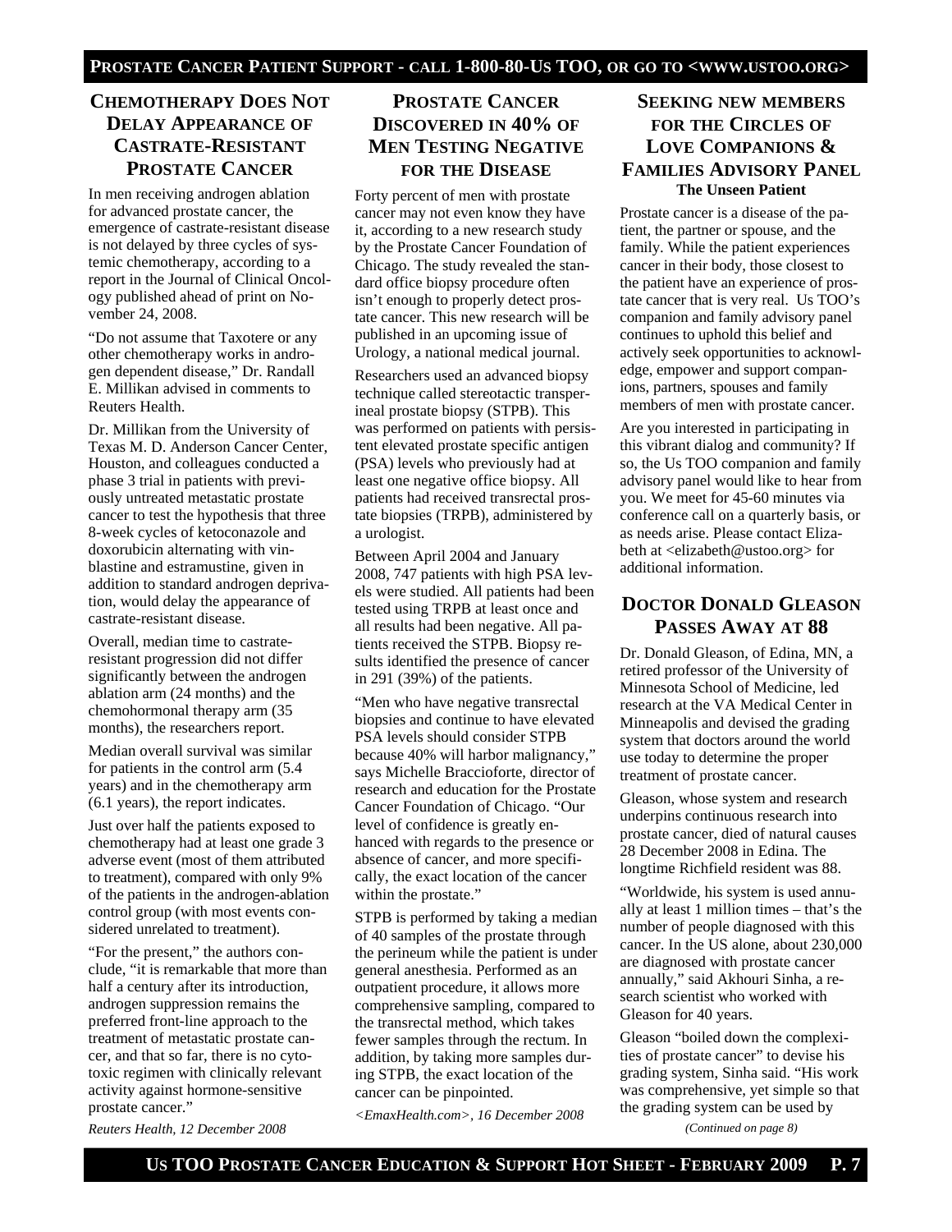## Chemotherapy Does Not Delay Appearance of Castrate-Resistant Prostate Cancer

In men receiving androgen ablation for advanced prostate cancer, the emergence of castrate-resistant disease is not delayed by three cycles of systemic chemotherapy, according to a report in the Journal of Clinical Oncology published ahead of print on November 24, 2008.

"Do not assume that Taxotere or any other chemotherapy works in androgen dependent disease," Dr. Randall E. Millikan advised in comments to Reuters Health.

Dr. Millikan from the University of Texas M. D. Anderson Cancer Center, Houston, and colleagues conducted a phase 3 trial in patients with previously untreated metastatic prostate cancer to test the hypothesis that three 8-week cycles of ketoconazole and doxorubicin alternating with vinblastine and estramustine, given in addition to standard androgen deprivation, would delay the appearance of castrate-resistant disease.

Overall, median time to castrate-resistant progression did not differ significantly between the androgen ablation arm (24 months) and the chemohormonal therapy arm (35 months), the researchers report.

Median overall survival was similar for patients in the control arm (5.4 years) and in the chemotherapy arm (6.1 years), the report indicates.

Just over half the patients exposed to chemotherapy had at least one grade 3 adverse event (most of them attributed to treatment), compared with only 9% of the patients in the androgen-ablation control group (with most events considered unrelated to treatment).

"For the present," the authors conclude, "it is remarkable that more than half a century after its introduction, androgen suppression remains the preferred front-line approach to the treatment of metastatic prostate cancer, and that so far, there is no cytotoxic regimen with clinically relevant activity against hormone-sensitive prostate cancer."

*Reuters Health, 12 December 2008*

## Prostate Cancer Discovered in 40% of Men Testing Negative for the Disease

Forty percent of men with prostate cancer may not even know they have it, according to a new research study by the Prostate Cancer Foundation of Chicago. The study revealed the standard office biopsy procedure often isn't enough to properly detect prostate cancer. This new research will be published in an upcoming issue of Urology, a national medical journal.

Researchers used an advanced biopsy technique called stereotactic transperineal prostate biopsy (STPB). This was performed on patients with persistent elevated prostate specific antigen (PSA) levels who previously had at least one negative office biopsy. All patients had received transrectal prostate biopsies (TRPB), administered by a urologist.

Between April 2004 and January 2008, 747 patients with high PSA levels were studied. All patients had been tested using TRPB at least once and all results had been negative. All patients received the STPB. Biopsy results identified the presence of cancer in 291 (39%) of the patients.

"Men who have negative transrectal biopsies and continue to have elevated PSA levels should consider STPB because 40% will harbor malignancy," says Michelle Braccioforte, director of research and education for the Prostate Cancer Foundation of Chicago. "Our level of confidence is greatly enhanced with regards to the presence or absence of cancer, and more specifically, the exact location of the cancer within the prostate."

STPB is performed by taking a median of 40 samples of the prostate through the perineum while the patient is under general anesthesia. Performed as an outpatient procedure, it allows more comprehensive sampling, compared to the transrectal method, which takes fewer samples through the rectum. In addition, by taking more samples during STPB, the exact location of the cancer can be pinpointed.

*<EmaxHealth.com>, 16 December 2008*

## Seeking New Members for the Circles of Love Companions & Families Advisory Panel

**The Unseen Patient**

Prostate cancer is a disease of the patient, the partner or spouse, and the family. While the patient experiences cancer in their body, those closest to the patient have an experience of prostate cancer that is very real. Us TOO's companion and family advisory panel continues to uphold this belief and actively seek opportunities to acknowledge, empower and support companions, partners, spouses and family members of men with prostate cancer.

Are you interested in participating in this vibrant dialog and community? If so, the Us TOO companion and family advisory panel would like to hear from you. We meet for 45-60 minutes via conference call on a quarterly basis, or as needs arise. Please contact Elizabeth at <elizabeth@ustoo.org> for additional information.

## Doctor Donald Gleason Passes Away at 88

Dr. Donald Gleason, of Edina, MN, a retired professor of the University of Minnesota School of Medicine, led research at the VA Medical Center in Minneapolis and devised the grading system that doctors around the world use today to determine the proper treatment of prostate cancer.

Gleason, whose system and research underpins continuous research into prostate cancer, died of natural causes 28 December 2008 in Edina. The longtime Richfield resident was 88.

"Worldwide, his system is used annually at least 1 million times – that's the number of people diagnosed with this cancer. In the US alone, about 230,000 are diagnosed with prostate cancer annually," said Akhouri Sinha, a research scientist who worked with Gleason for 40 years.

Gleason "boiled down the complexities of prostate cancer" to devise his grading system, Sinha said. "His work was comprehensive, yet simple so that the grading system can be used by

*(Continued on page 8)*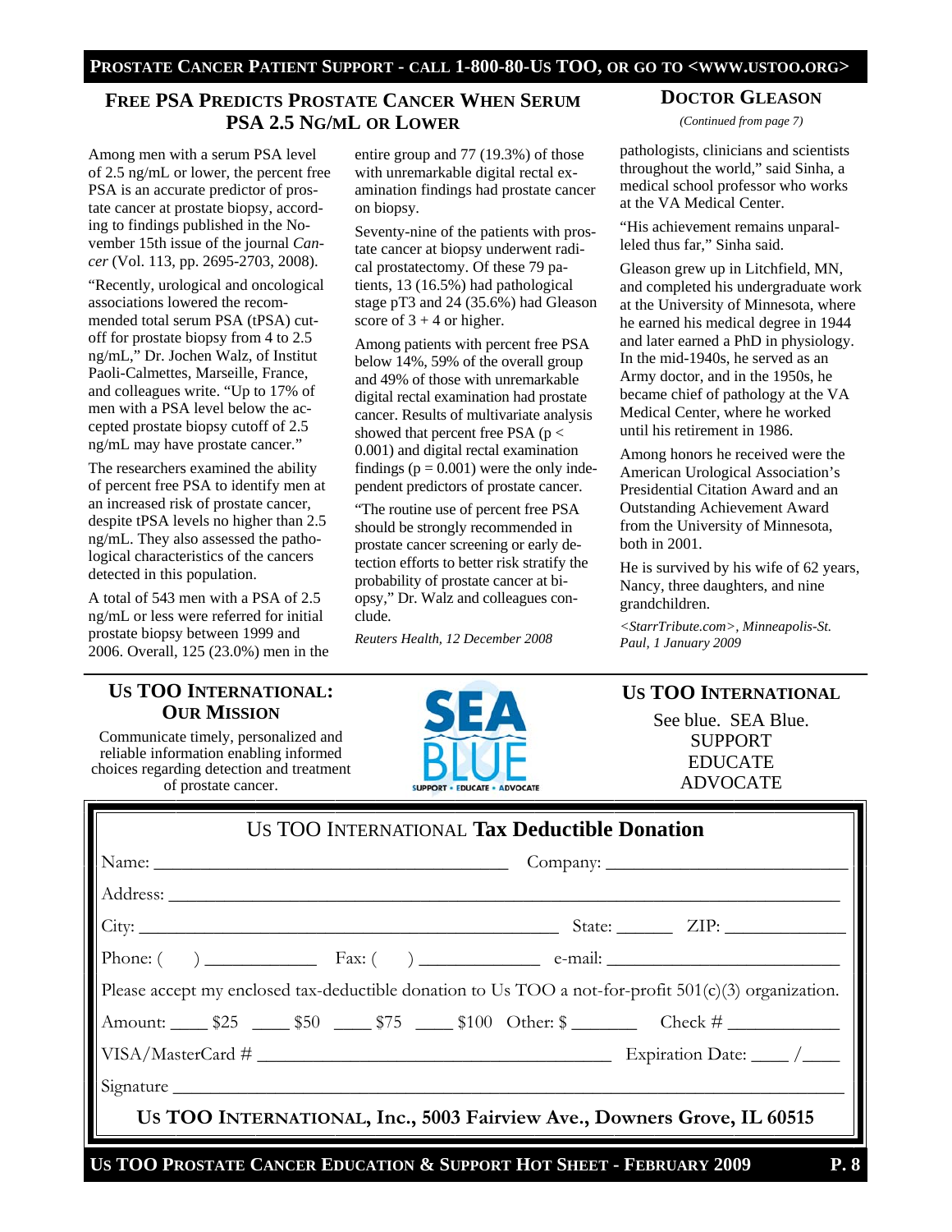## FREE PSA PREDICTS PROSTATE CANCER WHEN SERUM PSA 2.5 NG/ML OR LOWER

Among men with a serum PSA level of 2.5 ng/mL or lower, the percent free PSA is an accurate predictor of prostate cancer at prostate biopsy, according to findings published in the November 15th issue of the journal *Cancer* (Vol. 113, pp. 2695-2703, 2008).

"Recently, urological and oncological associations lowered the recommended total serum PSA (tPSA) cutoff for prostate biopsy from 4 to 2.5 ng/mL," Dr. Jochen Walz, of Institut Paoli-Calmettes, Marseille, France, and colleagues write. "Up to 17% of men with a PSA level below the accepted prostate biopsy cutoff of 2.5 ng/mL may have prostate cancer."

The researchers examined the ability of percent free PSA to identify men at an increased risk of prostate cancer, despite tPSA levels no higher than 2.5 ng/mL. They also assessed the pathological characteristics of the cancers detected in this population.

A total of 543 men with a PSA of 2.5 ng/mL or less were referred for initial prostate biopsy between 1999 and 2006. Overall, 125 (23.0%) men in the entire group and 77 (19.3%) of those with unremarkable digital rectal examination findings had prostate cancer on biopsy.

Seventy-nine of the patients with prostate cancer at biopsy underwent radical prostatectomy. Of these 79 patients, 13 (16.5%) had pathological stage pT3 and 24 (35.6%) had Gleason score of 3 + 4 or higher.

Among patients with percent free PSA below 14%, 59% of the overall group and 49% of those with unremarkable digital rectal examination had prostate cancer. Results of multivariate analysis showed that percent free PSA ($p < 0.001$) and digital rectal examination findings ($p = 0.001$) were the only independent predictors of prostate cancer.

"The routine use of percent free PSA should be strongly recommended in prostate cancer screening or early detection efforts to better risk stratify the probability of prostate cancer at biopsy," Dr. Walz and colleagues conclude.

*Reuters Health, 12 December 2008*

## DOCTOR GLEASON

*(Continued from page 7)*

pathologists, clinicians and scientists throughout the world," said Sinha, a medical school professor who works at the VA Medical Center.

"His achievement remains unparalleled thus far," Sinha said.

Gleason grew up in Litchfield, MN, and completed his undergraduate work at the University of Minnesota, where he earned his medical degree in 1944 and later earned a PhD in physiology. In the mid-1940s, he served as an Army doctor, and in the 1950s, he became chief of pathology at the VA Medical Center, where he worked until his retirement in 1986.

Among honors he received were the American Urological Association's Presidential Citation Award and an Outstanding Achievement Award from the University of Minnesota, both in 2001.

He is survived by his wife of 62 years, Nancy, three daughters, and nine grandchildren.

*<StarrTribute.com>, Minneapolis-St. Paul, 1 January 2009*

### US TOO INTERNATIONAL: OUR MISSION

Communicate timely, personalized and reliable information enabling informed choices regarding detection and treatment of prostate cancer.

SEA BLUE
SUPPORT • EDUCATE • ADVOCATE

### US TOO INTERNATIONAL

See blue. SEA Blue.
SUPPORT
EDUCATE
ADVOCATE

### US TOO INTERNATIONAL **Tax Deductible Donation**

Name: ______________________ Company: ______________________

Address: ____________________________________________

City: ______________________ State: ______ ZIP: ____________

Phone: ( ) ____________ Fax: ( ) ____________ e-mail: ______________________

Please accept my enclosed tax-deductible donation to Us TOO a not-for-profit 501(c)(3) organization.

Amount: ____ $25 ____ $50 ____ $75 ____ $100 Other: $ _______ Check # ____________

VISA/MasterCard # ______________________ Expiration Date: ____ /____

Signature ____________________________________________

**US TOO INTERNATIONAL, Inc., 5003 Fairview Ave., Downers Grove, IL 60515**